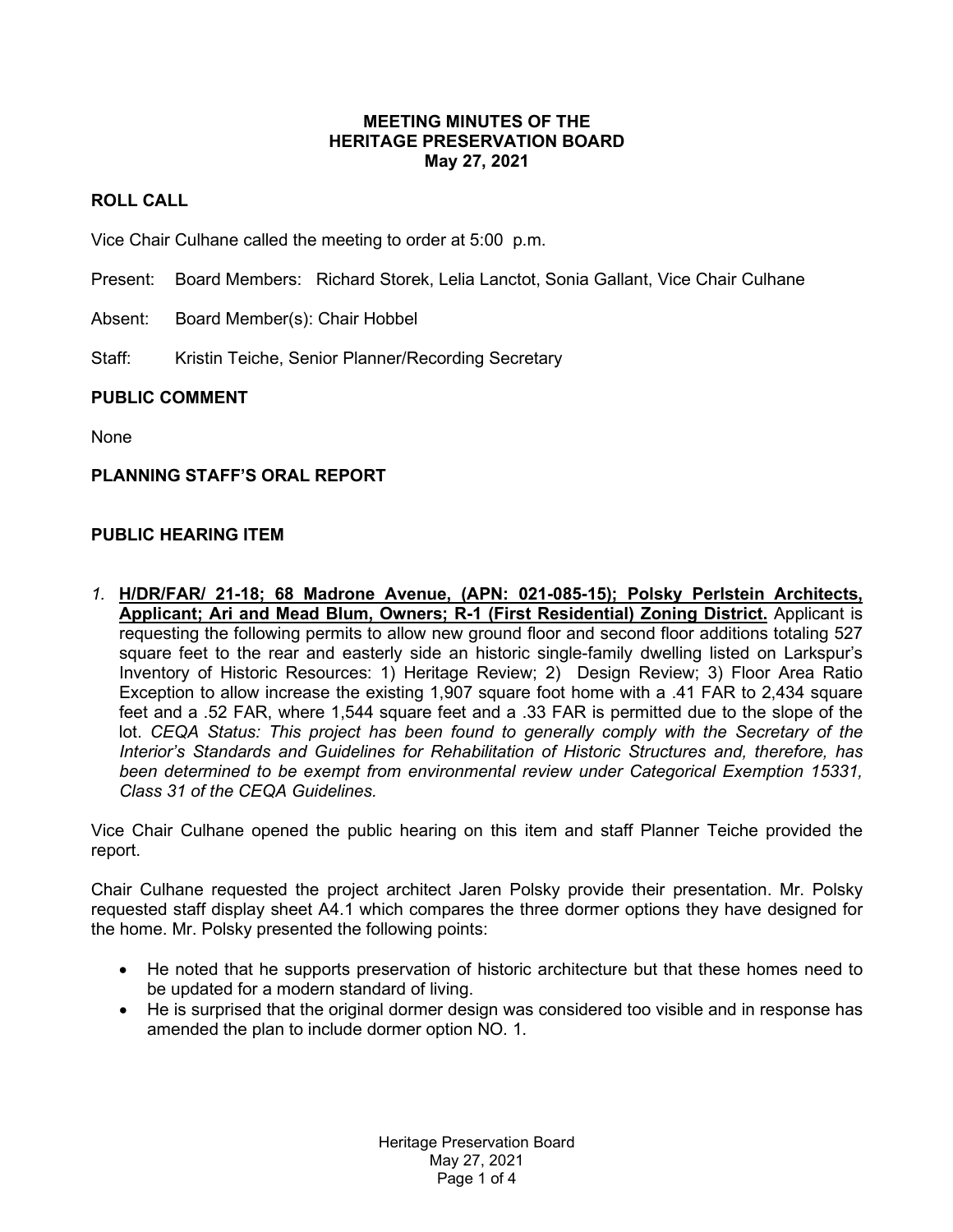# MEETING MINUTES OF THE HERITAGE PRESERVATION BOARD
## May 27, 2021

## ROLL CALL

Vice Chair Culhane called the meeting to order at 5:00 p.m.

Present: Board Members: Richard Storek, Lelia Lanctot, Sonia Gallant, Vice Chair Culhane

Absent: Board Member(s): Chair Hobbel

Staff: Kristin Teiche, Senior Planner/Recording Secretary

## PUBLIC COMMENT

None

## PLANNING STAFF'S ORAL REPORT

## PUBLIC HEARING ITEM

1. **H/DR/FAR/ 21-18; 68 Madrone Avenue, (APN: 021-085-15); Polsky Perlstein Architects, Applicant; Ari and Mead Blum, Owners; R-1 (First Residential) Zoning District.** Applicant is requesting the following permits to allow new ground floor and second floor additions totaling 527 square feet to the rear and easterly side an historic single-family dwelling listed on Larkspur's Inventory of Historic Resources: 1) Heritage Review; 2) Design Review; 3) Floor Area Ratio Exception to allow increase the existing 1,907 square foot home with a .41 FAR to 2,434 square feet and a .52 FAR, where 1,544 square feet and a .33 FAR is permitted due to the slope of the lot. *CEQA Status: This project has been found to generally comply with the Secretary of the Interior's Standards and Guidelines for Rehabilitation of Historic Structures and, therefore, has been determined to be exempt from environmental review under Categorical Exemption 15331, Class 31 of the CEQA Guidelines.*

Vice Chair Culhane opened the public hearing on this item and staff Planner Teiche provided the report.

Chair Culhane requested the project architect Jaren Polsky provide their presentation. Mr. Polsky requested staff display sheet A4.1 which compares the three dormer options they have designed for the home. Mr. Polsky presented the following points:

- He noted that he supports preservation of historic architecture but that these homes need to be updated for a modern standard of living.
- He is surprised that the original dormer design was considered too visible and in response has amended the plan to include dormer option NO. 1.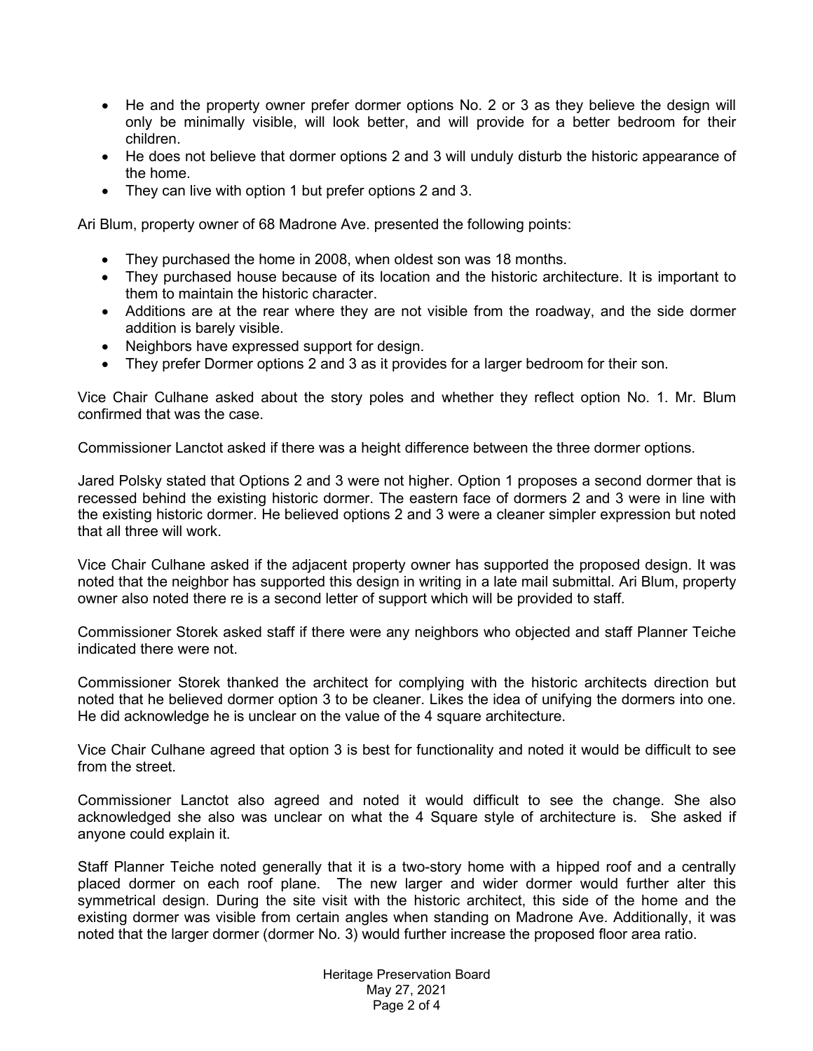- He and the property owner prefer dormer options No. 2 or 3 as they believe the design will only be minimally visible, will look better, and will provide for a better bedroom for their children.
- He does not believe that dormer options 2 and 3 will unduly disturb the historic appearance of the home.
- They can live with option 1 but prefer options 2 and 3.

Ari Blum, property owner of 68 Madrone Ave. presented the following points:

- They purchased the home in 2008, when oldest son was 18 months.
- They purchased house because of its location and the historic architecture. It is important to them to maintain the historic character.
- Additions are at the rear where they are not visible from the roadway, and the side dormer addition is barely visible.
- Neighbors have expressed support for design.
- They prefer Dormer options 2 and 3 as it provides for a larger bedroom for their son.

Vice Chair Culhane asked about the story poles and whether they reflect option No. 1. Mr. Blum confirmed that was the case.

Commissioner Lanctot asked if there was a height difference between the three dormer options.

Jared Polsky stated that Options 2 and 3 were not higher. Option 1 proposes a second dormer that is recessed behind the existing historic dormer. The eastern face of dormers 2 and 3 were in line with the existing historic dormer. He believed options 2 and 3 were a cleaner simpler expression but noted that all three will work.

Vice Chair Culhane asked if the adjacent property owner has supported the proposed design. It was noted that the neighbor has supported this design in writing in a late mail submittal. Ari Blum, property owner also noted there re is a second letter of support which will be provided to staff.

Commissioner Storek asked staff if there were any neighbors who objected and staff Planner Teiche indicated there were not.

Commissioner Storek thanked the architect for complying with the historic architects direction but noted that he believed dormer option 3 to be cleaner. Likes the idea of unifying the dormers into one. He did acknowledge he is unclear on the value of the 4 square architecture.

Vice Chair Culhane agreed that option 3 is best for functionality and noted it would be difficult to see from the street.

Commissioner Lanctot also agreed and noted it would difficult to see the change. She also acknowledged she also was unclear on what the 4 Square style of architecture is. She asked if anyone could explain it.

Staff Planner Teiche noted generally that it is a two-story home with a hipped roof and a centrally placed dormer on each roof plane. The new larger and wider dormer would further alter this symmetrical design. During the site visit with the historic architect, this side of the home and the existing dormer was visible from certain angles when standing on Madrone Ave. Additionally, it was noted that the larger dormer (dormer No. 3) would further increase the proposed floor area ratio.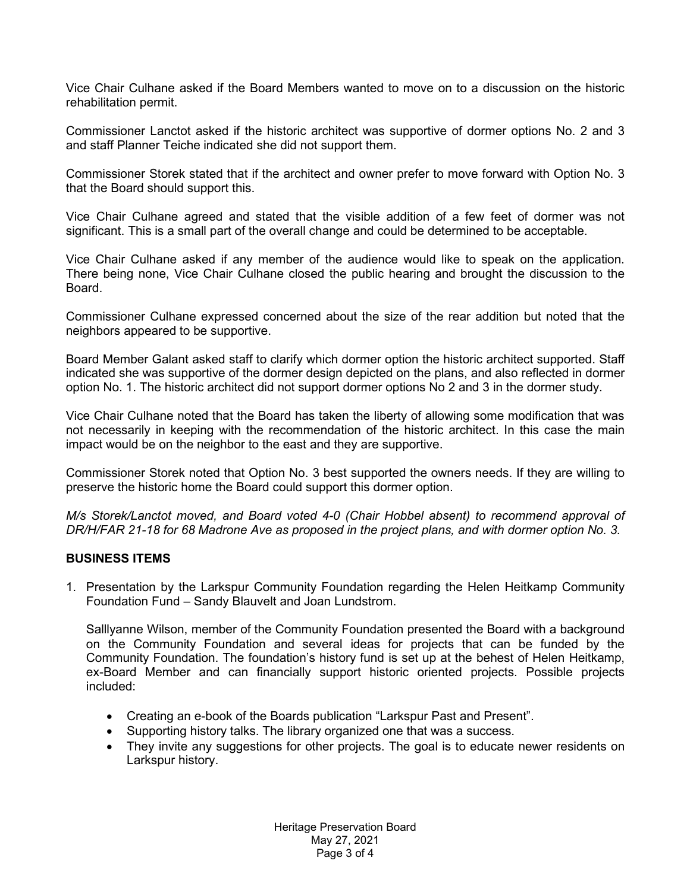Vice Chair Culhane asked if the Board Members wanted to move on to a discussion on the historic rehabilitation permit.

Commissioner Lanctot asked if the historic architect was supportive of dormer options No. 2 and 3 and staff Planner Teiche indicated she did not support them.

Commissioner Storek stated that if the architect and owner prefer to move forward with Option No. 3 that the Board should support this.

Vice Chair Culhane agreed and stated that the visible addition of a few feet of dormer was not significant. This is a small part of the overall change and could be determined to be acceptable.

Vice Chair Culhane asked if any member of the audience would like to speak on the application. There being none, Vice Chair Culhane closed the public hearing and brought the discussion to the Board.

Commissioner Culhane expressed concerned about the size of the rear addition but noted that the neighbors appeared to be supportive.

Board Member Galant asked staff to clarify which dormer option the historic architect supported. Staff indicated she was supportive of the dormer design depicted on the plans, and also reflected in dormer option No. 1. The historic architect did not support dormer options No 2 and 3 in the dormer study.

Vice Chair Culhane noted that the Board has taken the liberty of allowing some modification that was not necessarily in keeping with the recommendation of the historic architect. In this case the main impact would be on the neighbor to the east and they are supportive.

Commissioner Storek noted that Option No. 3 best supported the owners needs. If they are willing to preserve the historic home the Board could support this dormer option.

*M/s Storek/Lanctot moved, and Board voted 4-0 (Chair Hobbel absent) to recommend approval of DR/H/FAR 21-18 for 68 Madrone Ave as proposed in the project plans, and with dormer option No. 3.*

## BUSINESS ITEMS

1. Presentation by the Larkspur Community Foundation regarding the Helen Heitkamp Community Foundation Fund – Sandy Blauvelt and Joan Lundstrom.

   Salllyanne Wilson, member of the Community Foundation presented the Board with a background on the Community Foundation and several ideas for projects that can be funded by the Community Foundation. The foundation's history fund is set up at the behest of Helen Heitkamp, ex-Board Member and can financially support historic oriented projects. Possible projects included:

   - Creating an e-book of the Boards publication "Larkspur Past and Present".
   - Supporting history talks. The library organized one that was a success.
   - They invite any suggestions for other projects. The goal is to educate newer residents on Larkspur history.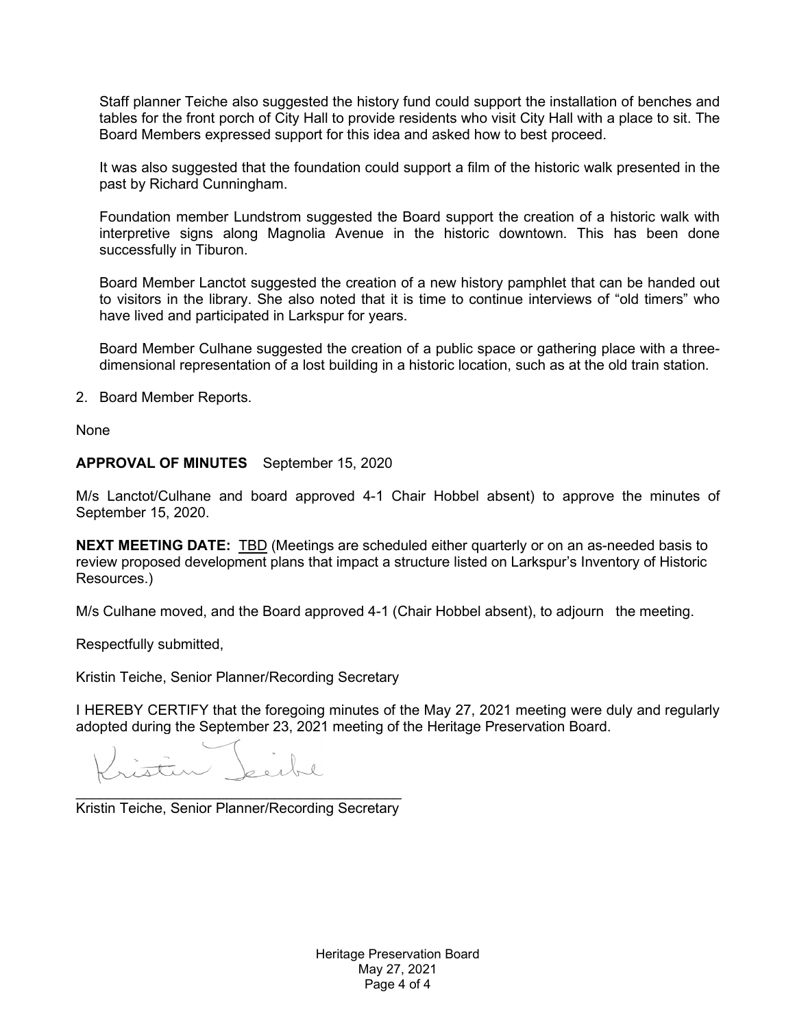Staff planner Teiche also suggested the history fund could support the installation of benches and tables for the front porch of City Hall to provide residents who visit City Hall with a place to sit. The Board Members expressed support for this idea and asked how to best proceed.

It was also suggested that the foundation could support a film of the historic walk presented in the past by Richard Cunningham.

Foundation member Lundstrom suggested the Board support the creation of a historic walk with interpretive signs along Magnolia Avenue in the historic downtown. This has been done successfully in Tiburon.

Board Member Lanctot suggested the creation of a new history pamphlet that can be handed out to visitors in the library. She also noted that it is time to continue interviews of "old timers" who have lived and participated in Larkspur for years.

Board Member Culhane suggested the creation of a public space or gathering place with a three-dimensional representation of a lost building in a historic location, such as at the old train station.

2. Board Member Reports.

None

**APPROVAL OF MINUTES** September 15, 2020

M/s Lanctot/Culhane and board approved 4-1 Chair Hobbel absent) to approve the minutes of September 15, 2020.

**NEXT MEETING DATE:** TBD (Meetings are scheduled either quarterly or on an as-needed basis to review proposed development plans that impact a structure listed on Larkspur's Inventory of Historic Resources.)

M/s Culhane moved, and the Board approved 4-1 (Chair Hobbel absent), to adjourn the meeting.

Respectfully submitted,

Kristin Teiche, Senior Planner/Recording Secretary

I HEREBY CERTIFY that the foregoing minutes of the May 27, 2021 meeting were duly and regularly adopted during the September 23, 2021 meeting of the Heritage Preservation Board.

Kristin Teiche

\_\_\_\_\_\_\_\_\_\_\_\_\_\_\_\_\_\_\_\_\_\_\_\_\_\_\_\_\_\_\_\_\_\_\_\_\_\_\_\_\_\_

Kristin Teiche, Senior Planner/Recording Secretary